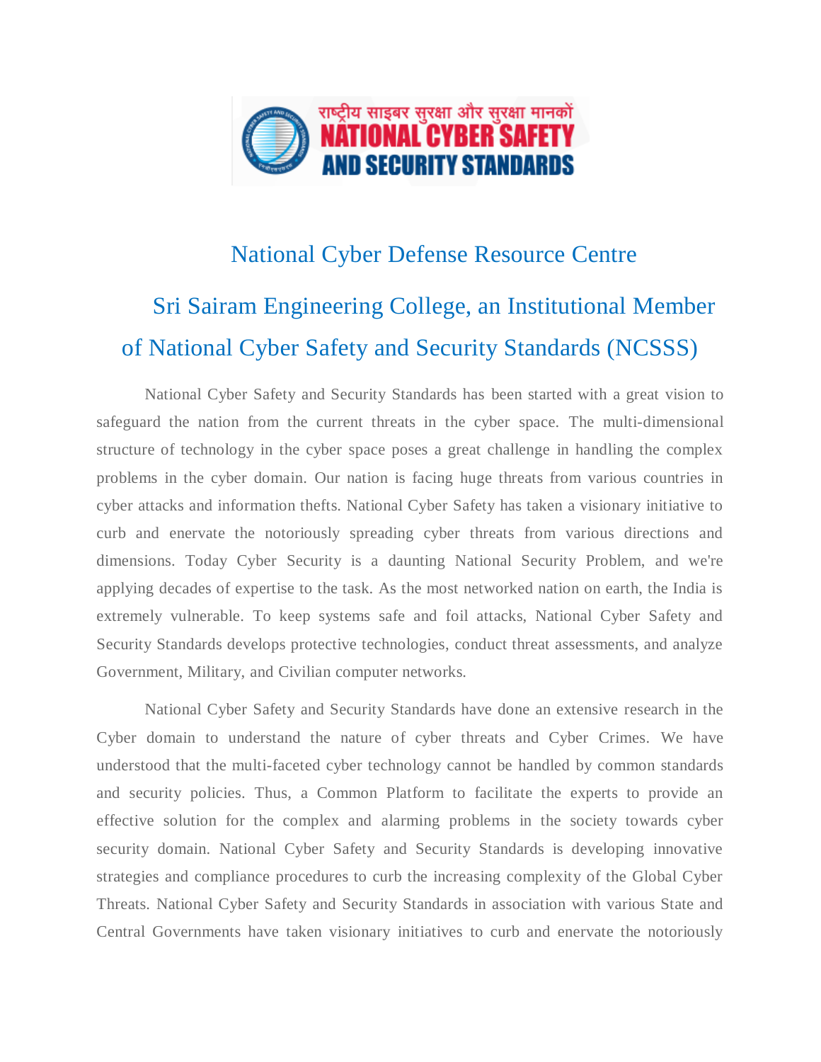राष्ट्रीय साइबर सुरक्षा और सुरक्षा मानकों

NATIONAL CYBER SAFETY AND SECURITY STANDARDS

## National Cyber Defense Resource Centre

## Sri Sairam Engineering College, an Institutional Member of National Cyber Safety and Security Standards (NCSSS)

National Cyber Safety and Security Standards has been started with a great vision to safeguard the nation from the current threats in the cyber space. The multi-dimensional structure of technology in the cyber space poses a great challenge in handling the complex problems in the cyber domain. Our nation is facing huge threats from various countries in cyber attacks and information thefts. National Cyber Safety has taken a visionary initiative to curb and enervate the notoriously spreading cyber threats from various directions and dimensions. Today Cyber Security is a daunting National Security Problem, and we're applying decades of expertise to the task. As the most networked nation on earth, the India is extremely vulnerable. To keep systems safe and foil attacks, National Cyber Safety and Security Standards develops protective technologies, conduct threat assessments, and analyze Government, Military, and Civilian computer networks.

National Cyber Safety and Security Standards have done an extensive research in the Cyber domain to understand the nature of cyber threats and Cyber Crimes. We have understood that the multi-faceted cyber technology cannot be handled by common standards and security policies. Thus, a Common Platform to facilitate the experts to provide an effective solution for the complex and alarming problems in the society towards cyber security domain. National Cyber Safety and Security Standards is developing innovative strategies and compliance procedures to curb the increasing complexity of the Global Cyber Threats. National Cyber Safety and Security Standards in association with various State and Central Governments have taken visionary initiatives to curb and enervate the notoriously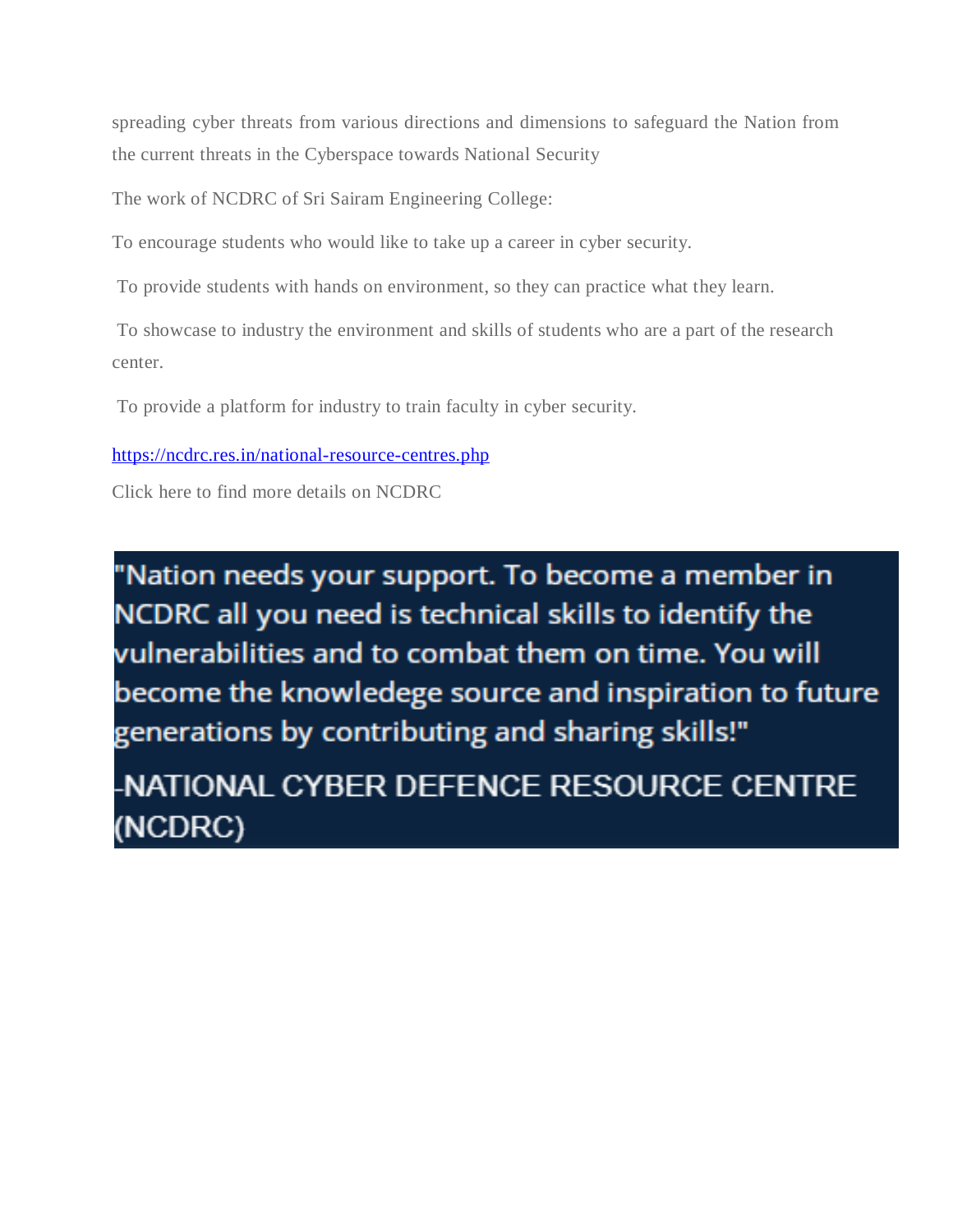spreading cyber threats from various directions and dimensions to safeguard the Nation from the current threats in the Cyberspace towards National Security

The work of NCDRC of Sri Sairam Engineering College:

To encourage students who would like to take up a career in cyber security.

To provide students with hands on environment, so they can practice what they learn.

To showcase to industry the environment and skills of students who are a part of the research center.

To provide a platform for industry to train faculty in cyber security.

https://ncdrc.res.in/national-resource-centres.php

Click here to find more details on NCDRC

"Nation needs your support. To become a member in NCDRC all you need is technical skills to identify the vulnerabilities and to combat them on time. You will become the knowledege source and inspiration to future generations by contributing and sharing skills!"

-NATIONAL CYBER DEFENCE RESOURCE CENTRE (NCDRC)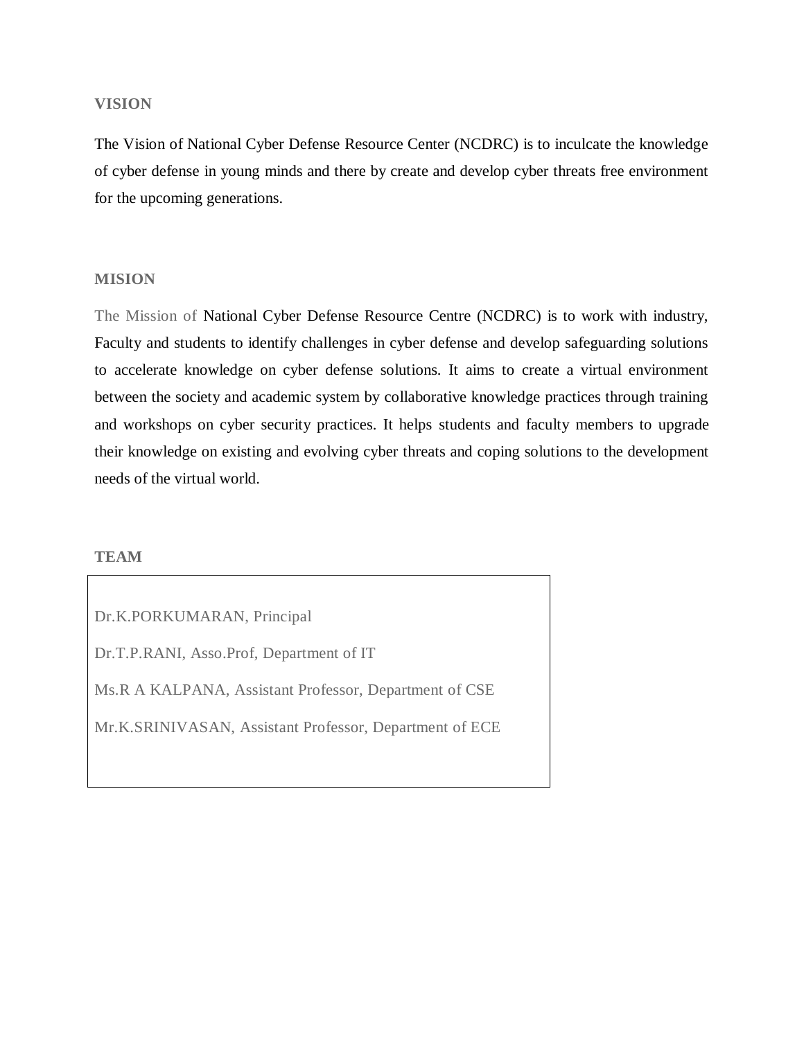## VISION

The Vision of National Cyber Defense Resource Center (NCDRC) is to inculcate the knowledge of cyber defense in young minds and there by create and develop cyber threats free environment for the upcoming generations.

## MISION

The Mission of National Cyber Defense Resource Centre (NCDRC) is to work with industry, Faculty and students to identify challenges in cyber defense and develop safeguarding solutions to accelerate knowledge on cyber defense solutions. It aims to create a virtual environment between the society and academic system by collaborative knowledge practices through training and workshops on cyber security practices. It helps students and faculty members to upgrade their knowledge on existing and evolving cyber threats and coping solutions to the development needs of the virtual world.

## TEAM

Dr.K.PORKUMARAN, Principal

Dr.T.P.RANI, Asso.Prof, Department of IT

Ms.R A KALPANA, Assistant Professor, Department of CSE

Mr.K.SRINIVASAN, Assistant Professor, Department of ECE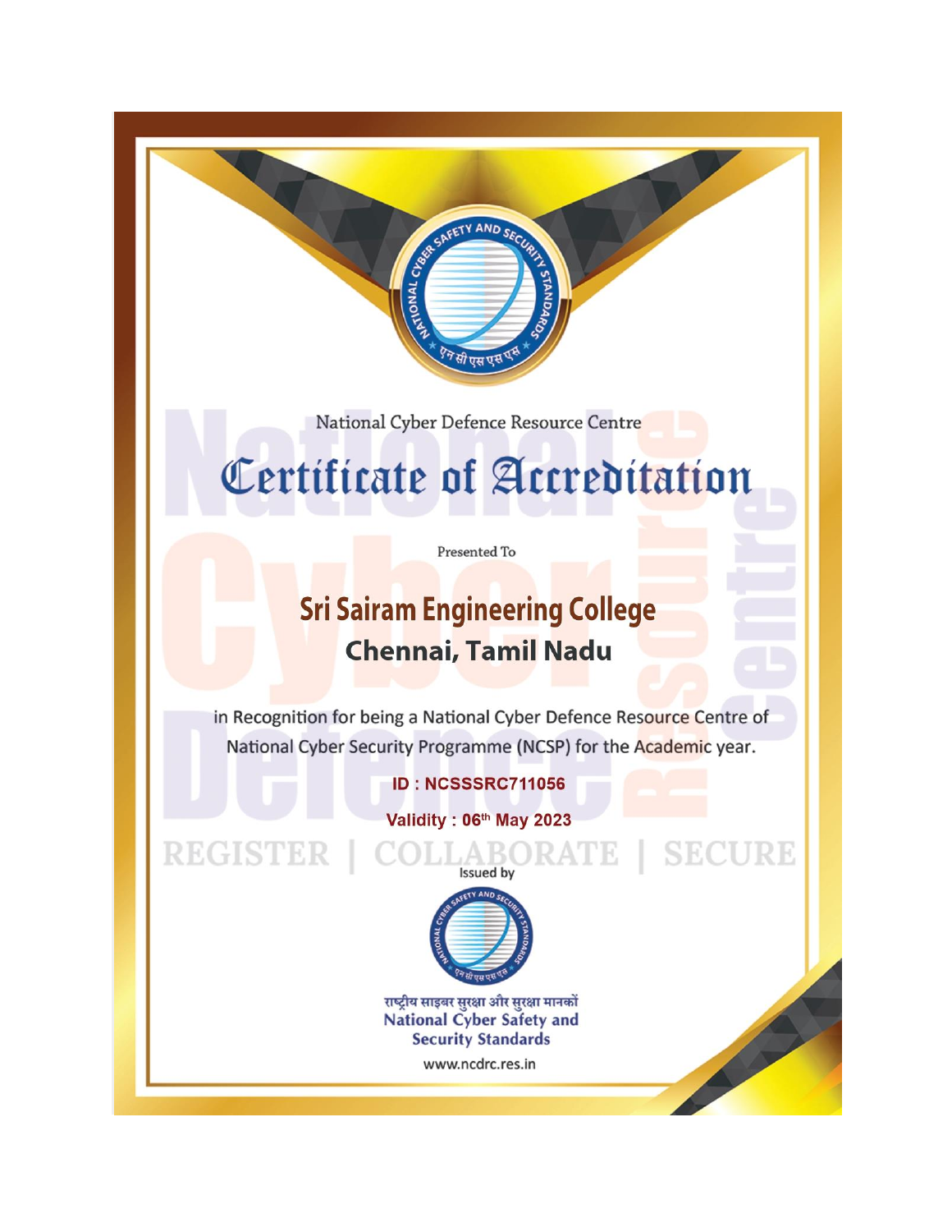National Cyber Defence Resource Centre

# Certificate of Accreditation

Presented To

## Sri Sairam Engineering College
### Chennai, Tamil Nadu

in Recognition for being a National Cyber Defence Resource Centre of National Cyber Security Programme (NCSP) for the Academic year.

**ID : NCSSSRC711056**

**Validity : 06th May 2023**

REGISTER | COLLABORATE | SECURE

Issued by

राष्ट्रीय साइबर सुरक्षा और सुरक्षा मानकों
National Cyber Safety and Security Standards

www.ncdrc.res.in